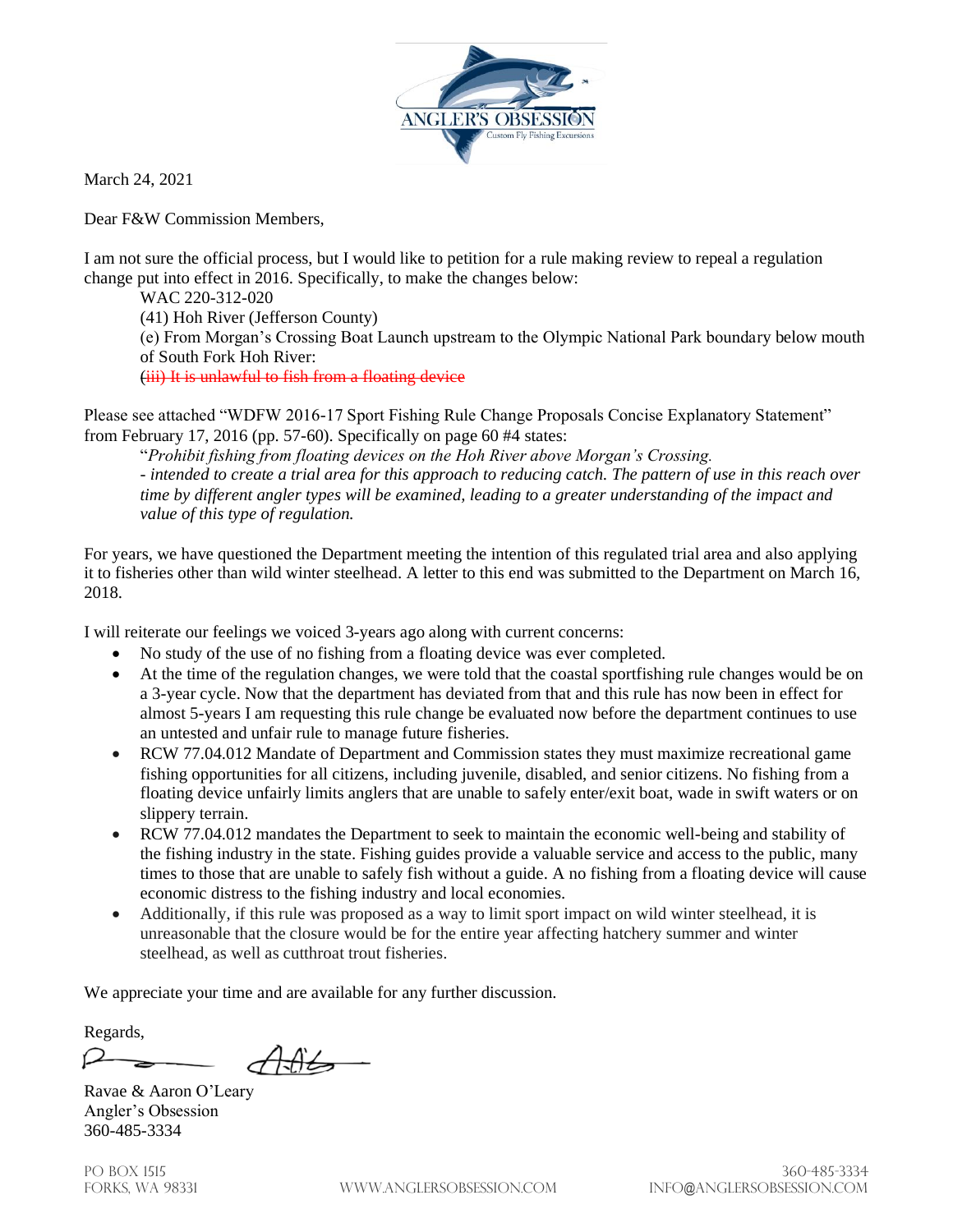ANGLER'S OBSESSION
Custom Fly Fishing Excursions

March 24, 2021

Dear F&W Commission Members,

I am not sure the official process, but I would like to petition for a rule making review to repeal a regulation change put into effect in 2016. Specifically, to make the changes below:

> WAC 220-312-020
> (41) Hoh River (Jefferson County)
> (e) From Morgan's Crossing Boat Launch upstream to the Olympic National Park boundary below mouth of South Fork Hoh River:
> ~~(iii) It is unlawful to fish from a floating device~~

Please see attached "WDFW 2016-17 Sport Fishing Rule Change Proposals Concise Explanatory Statement" from February 17, 2016 (pp. 57-60). Specifically on page 60 #4 states:

> "*Prohibit fishing from floating devices on the Hoh River above Morgan's Crossing.*
> *- intended to create a trial area for this approach to reducing catch. The pattern of use in this reach over time by different angler types will be examined, leading to a greater understanding of the impact and value of this type of regulation.*

For years, we have questioned the Department meeting the intention of this regulated trial area and also applying it to fisheries other than wild winter steelhead. A letter to this end was submitted to the Department on March 16, 2018.

I will reiterate our feelings we voiced 3-years ago along with current concerns:

- No study of the use of no fishing from a floating device was ever completed.
- At the time of the regulation changes, we were told that the coastal sportfishing rule changes would be on a 3-year cycle. Now that the department has deviated from that and this rule has now been in effect for almost 5-years I am requesting this rule change be evaluated now before the department continues to use an untested and unfair rule to manage future fisheries.
- RCW 77.04.012 Mandate of Department and Commission states they must maximize recreational game fishing opportunities for all citizens, including juvenile, disabled, and senior citizens. No fishing from a floating device unfairly limits anglers that are unable to safely enter/exit boat, wade in swift waters or on slippery terrain.
- RCW 77.04.012 mandates the Department to seek to maintain the economic well-being and stability of the fishing industry in the state. Fishing guides provide a valuable service and access to the public, many times to those that are unable to safely fish without a guide. A no fishing from a floating device will cause economic distress to the fishing industry and local economies.
- Additionally, if this rule was proposed as a way to limit sport impact on wild winter steelhead, it is unreasonable that the closure would be for the entire year affecting hatchery summer and winter steelhead, as well as cutthroat trout fisheries.

We appreciate your time and are available for any further discussion.

Regards,

Ravae & Aaron O'Leary
Angler's Obsession
360-485-3334

PO Box 1515
Forks, WA 98331
www.anglersobsession.com
360-485-3334
info@anglersobsession.com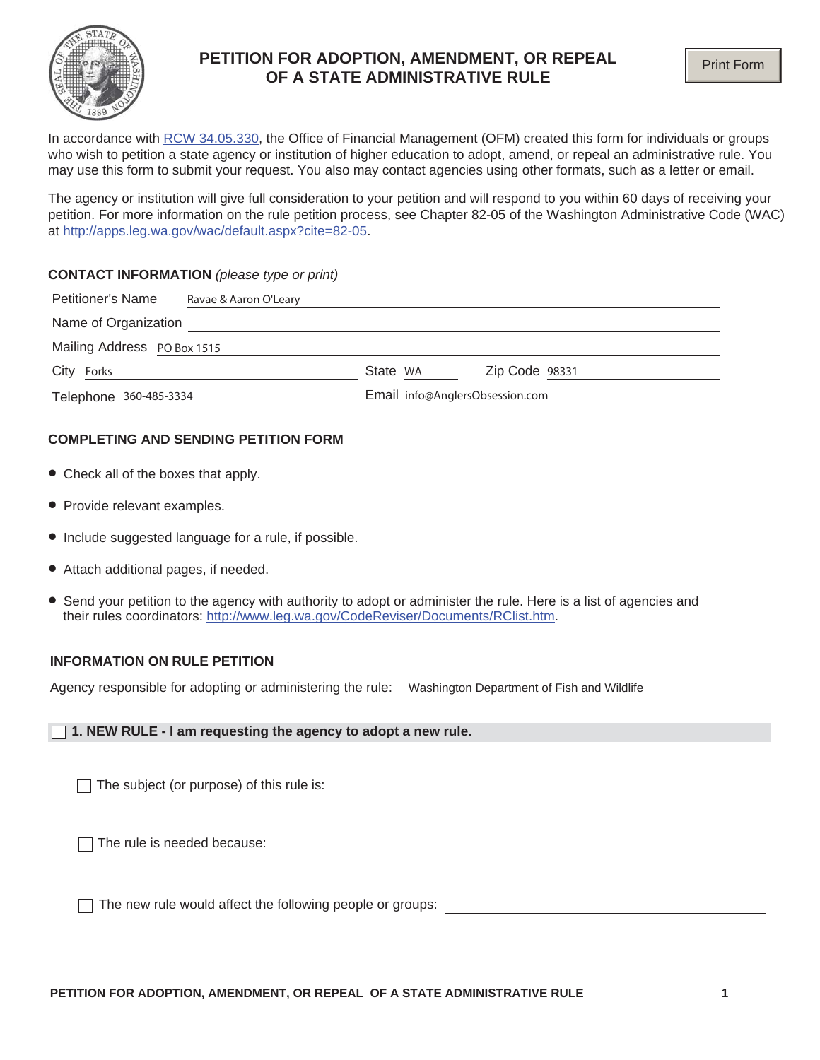# PETITION FOR ADOPTION, AMENDMENT, OR REPEAL OF A STATE ADMINISTRATIVE RULE

Print Form

In accordance with RCW 34.05.330, the Office of Financial Management (OFM) created this form for individuals or groups who wish to petition a state agency or institution of higher education to adopt, amend, or repeal an administrative rule. You may use this form to submit your request. You also may contact agencies using other formats, such as a letter or email.

The agency or institution will give full consideration to your petition and will respond to you within 60 days of receiving your petition. For more information on the rule petition process, see Chapter 82-05 of the Washington Administrative Code (WAC) at http://apps.leg.wa.gov/wac/default.aspx?cite=82-05.

## CONTACT INFORMATION *(please type or print)*

Petitioner's Name: Ravae & Aaron O'Leary

Name of Organization:

Mailing Address: PO Box 1515

City: Forks State: WA Zip Code: 98331

Telephone: 360-485-3334 Email: info@AnglersObsession.com

## COMPLETING AND SENDING PETITION FORM

- Check all of the boxes that apply.
- Provide relevant examples.
- Include suggested language for a rule, if possible.
- Attach additional pages, if needed.
- Send your petition to the agency with authority to adopt or administer the rule. Here is a list of agencies and their rules coordinators: http://www.leg.wa.gov/CodeReviser/Documents/RClist.htm.

## INFORMATION ON RULE PETITION

Agency responsible for adopting or administering the rule: Washington Department of Fish and Wildlife

☐ **1. NEW RULE - I am requesting the agency to adopt a new rule.**

☐ The subject (or purpose) of this rule is:

☐ The rule is needed because:

☐ The new rule would affect the following people or groups: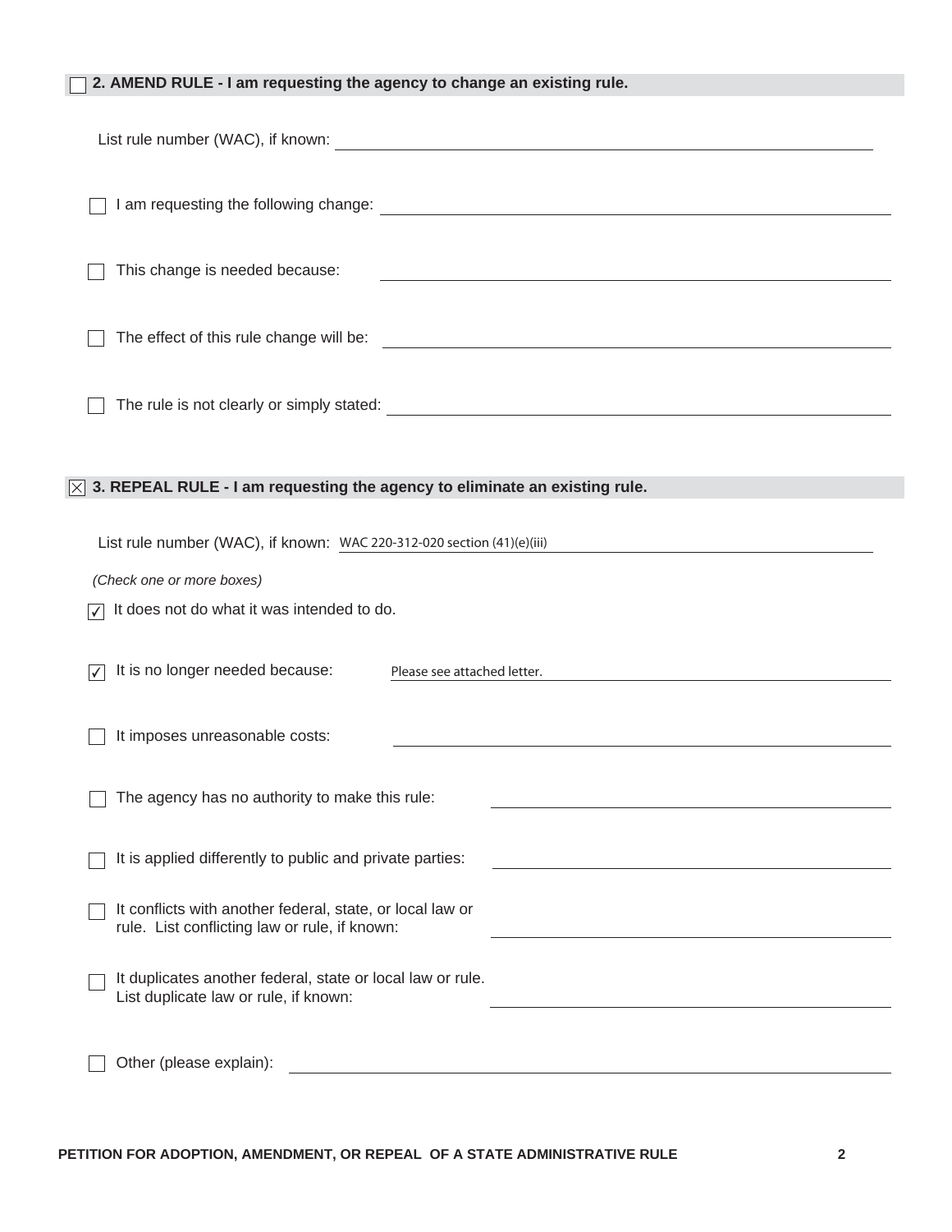## ☐ 2. AMEND RULE - I am requesting the agency to change an existing rule.

List rule number (WAC), if known: ______

☐ I am requesting the following change: ______

☐ This change is needed because: ______

☐ The effect of this rule change will be: ______

☐ The rule is not clearly or simply stated: ______

## ☒ 3. REPEAL RULE - I am requesting the agency to eliminate an existing rule.

List rule number (WAC), if known: WAC 220-312-020 section (41)(e)(iii)

*(Check one or more boxes)*

☑ It does not do what it was intended to do.

☑ It is no longer needed because: Please see attached letter.

☐ It imposes unreasonable costs: ______

☐ The agency has no authority to make this rule: ______

☐ It is applied differently to public and private parties: ______

☐ It conflicts with another federal, state, or local law or rule. List conflicting law or rule, if known: ______

☐ It duplicates another federal, state or local law or rule. List duplicate law or rule, if known: ______

☐ Other (please explain): ______